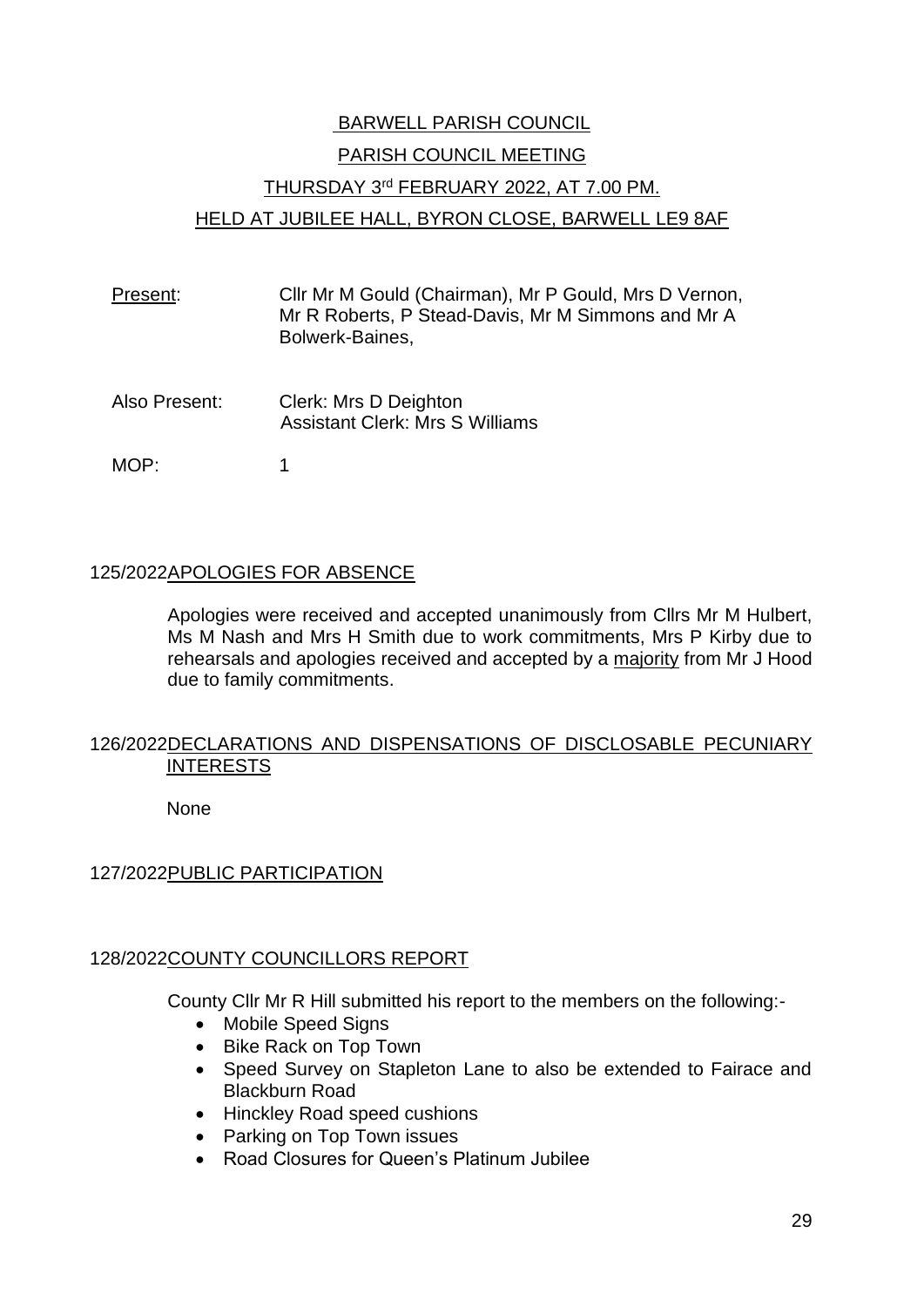# BARWELL PARISH COUNCIL

## PARISH COUNCIL MEETING

## THURSDAY 3rd FEBRUARY 2022, AT 7.00 PM.

## HELD AT JUBILEE HALL, BYRON CLOSE, BARWELL LE9 8AF

Present: Cllr Mr M Gould (Chairman), Mr P Gould, Mrs D Vernon, Mr R Roberts, P Stead-Davis, Mr M Simmons and Mr A Bolwerk-Baines,

Also Present: Clerk: Mrs D Deighton
Assistant Clerk: Mrs S Williams

MOP: 1

### 125/2022 APOLOGIES FOR ABSENCE

Apologies were received and accepted unanimously from Cllrs Mr M Hulbert, Ms M Nash and Mrs H Smith due to work commitments, Mrs P Kirby due to rehearsals and apologies received and accepted by a majority from Mr J Hood due to family commitments.

### 126/2022 DECLARATIONS AND DISPENSATIONS OF DISCLOSABLE PECUNIARY INTERESTS

None

### 127/2022 PUBLIC PARTICIPATION

### 128/2022 COUNTY COUNCILLORS REPORT

County Cllr Mr R Hill submitted his report to the members on the following:-

- Mobile Speed Signs
- Bike Rack on Top Town
- Speed Survey on Stapleton Lane to also be extended to Fairace and Blackburn Road
- Hinckley Road speed cushions
- Parking on Top Town issues
- Road Closures for Queen's Platinum Jubilee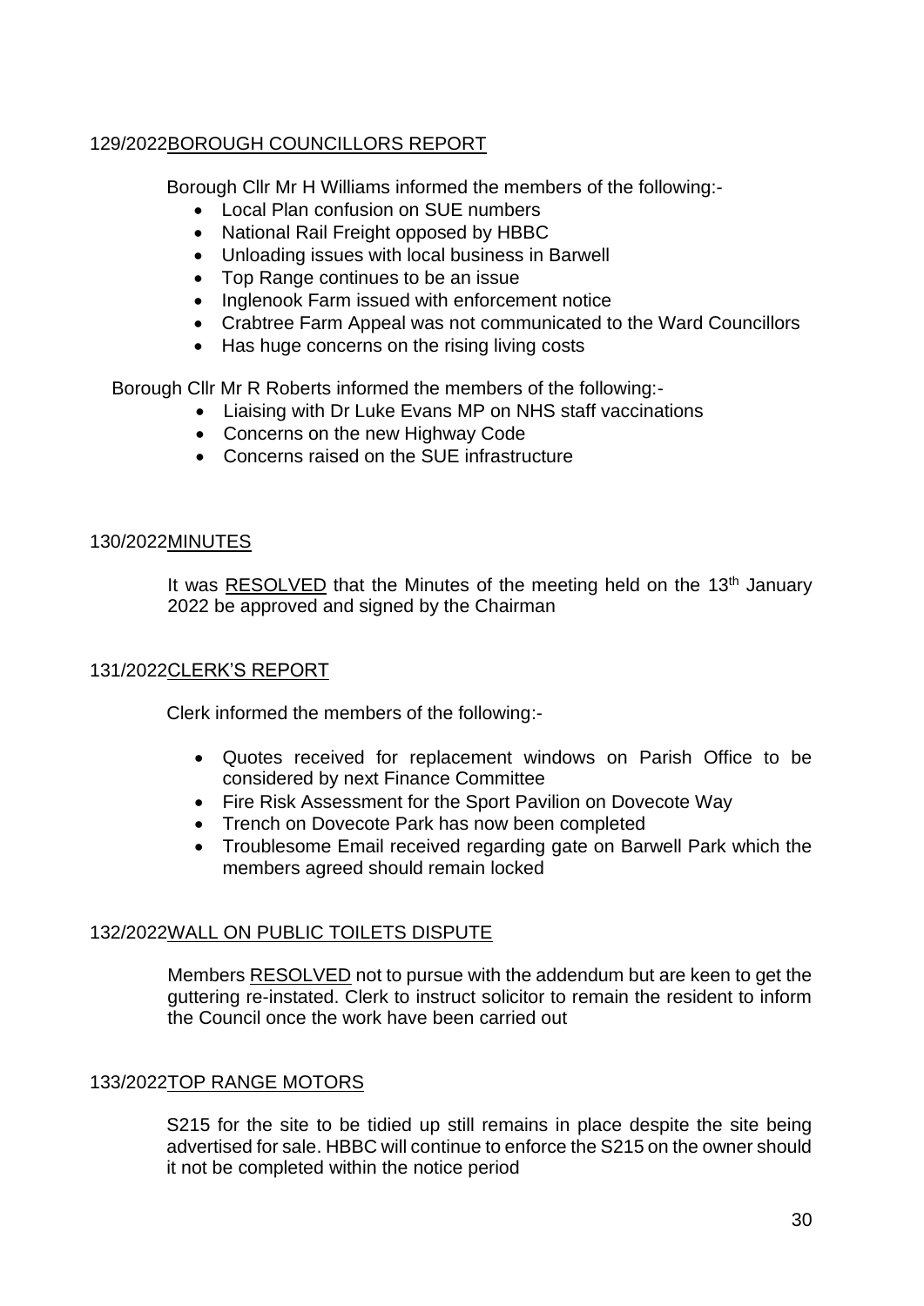## 129/2022 BOROUGH COUNCILLORS REPORT

Borough Cllr Mr H Williams informed the members of the following:-

- Local Plan confusion on SUE numbers
- National Rail Freight opposed by HBBC
- Unloading issues with local business in Barwell
- Top Range continues to be an issue
- Inglenook Farm issued with enforcement notice
- Crabtree Farm Appeal was not communicated to the Ward Councillors
- Has huge concerns on the rising living costs

Borough Cllr Mr R Roberts informed the members of the following:-

- Liaising with Dr Luke Evans MP on NHS staff vaccinations
- Concerns on the new Highway Code
- Concerns raised on the SUE infrastructure

## 130/2022 MINUTES

It was RESOLVED that the Minutes of the meeting held on the 13th January 2022 be approved and signed by the Chairman

## 131/2022 CLERK'S REPORT

Clerk informed the members of the following:-

- Quotes received for replacement windows on Parish Office to be considered by next Finance Committee
- Fire Risk Assessment for the Sport Pavilion on Dovecote Way
- Trench on Dovecote Park has now been completed
- Troublesome Email received regarding gate on Barwell Park which the members agreed should remain locked

## 132/2022 WALL ON PUBLIC TOILETS DISPUTE

Members RESOLVED not to pursue with the addendum but are keen to get the guttering re-instated. Clerk to instruct solicitor to remain the resident to inform the Council once the work have been carried out

## 133/2022 TOP RANGE MOTORS

S215 for the site to be tidied up still remains in place despite the site being advertised for sale. HBBC will continue to enforce the S215 on the owner should it not be completed within the notice period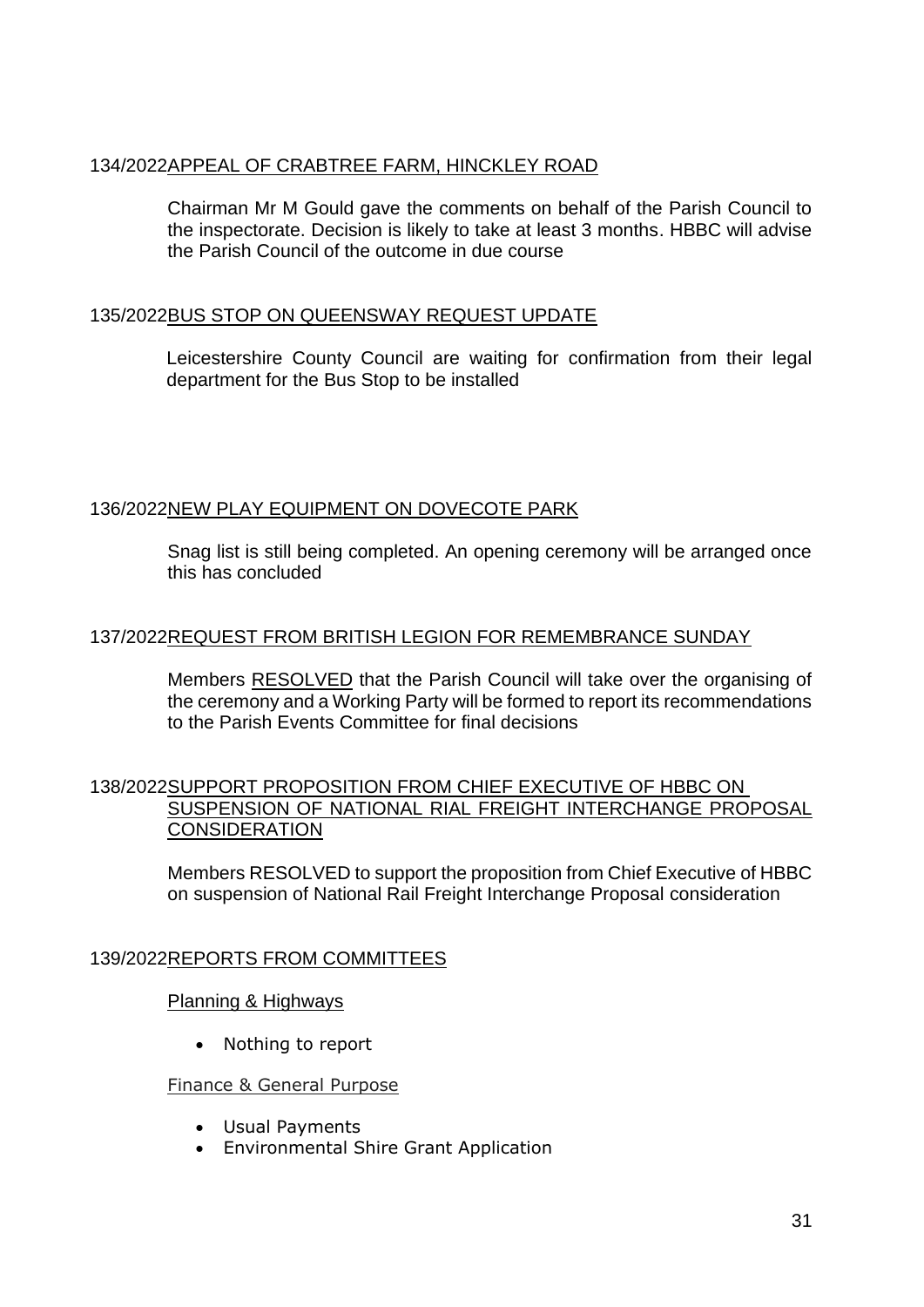## 134/2022 APPEAL OF CRABTREE FARM, HINCKLEY ROAD

Chairman Mr M Gould gave the comments on behalf of the Parish Council to the inspectorate. Decision is likely to take at least 3 months. HBBC will advise the Parish Council of the outcome in due course

## 135/2022 BUS STOP ON QUEENSWAY REQUEST UPDATE

Leicestershire County Council are waiting for confirmation from their legal department for the Bus Stop to be installed

## 136/2022 NEW PLAY EQUIPMENT ON DOVECOTE PARK

Snag list is still being completed. An opening ceremony will be arranged once this has concluded

## 137/2022 REQUEST FROM BRITISH LEGION FOR REMEMBRANCE SUNDAY

Members RESOLVED that the Parish Council will take over the organising of the ceremony and a Working Party will be formed to report its recommendations to the Parish Events Committee for final decisions

## 138/2022 SUPPORT PROPOSITION FROM CHIEF EXECUTIVE OF HBBC ON SUSPENSION OF NATIONAL RIAL FREIGHT INTERCHANGE PROPOSAL CONSIDERATION

Members RESOLVED to support the proposition from Chief Executive of HBBC on suspension of National Rail Freight Interchange Proposal consideration

## 139/2022 REPORTS FROM COMMITTEES

Planning & Highways

- Nothing to report

Finance & General Purpose

- Usual Payments
- Environmental Shire Grant Application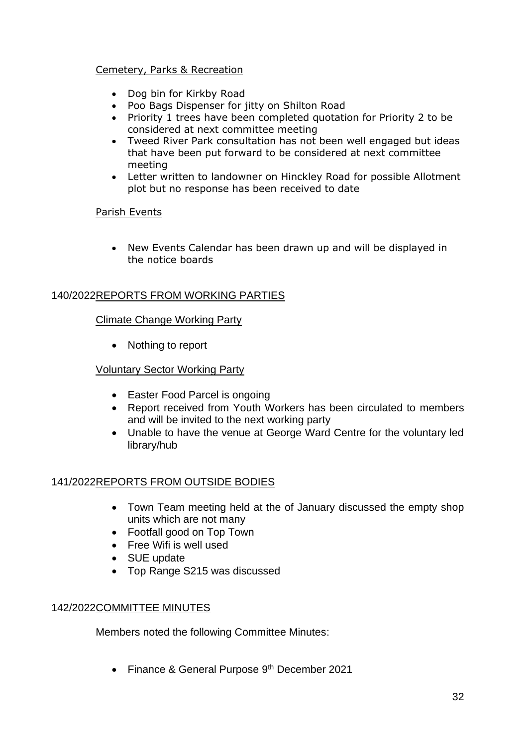Cemetery, Parks & Recreation

- Dog bin for Kirkby Road
- Poo Bags Dispenser for jitty on Shilton Road
- Priority 1 trees have been completed quotation for Priority 2 to be considered at next committee meeting
- Tweed River Park consultation has not been well engaged but ideas that have been put forward to be considered at next committee meeting
- Letter written to landowner on Hinckley Road for possible Allotment plot but no response has been received to date

Parish Events

- New Events Calendar has been drawn up and will be displayed in the notice boards

## 140/2022 REPORTS FROM WORKING PARTIES

Climate Change Working Party

- Nothing to report

Voluntary Sector Working Party

- Easter Food Parcel is ongoing
- Report received from Youth Workers has been circulated to members and will be invited to the next working party
- Unable to have the venue at George Ward Centre for the voluntary led library/hub

## 141/2022 REPORTS FROM OUTSIDE BODIES

- Town Team meeting held at the of January discussed the empty shop units which are not many
- Footfall good on Top Town
- Free Wifi is well used
- SUE update
- Top Range S215 was discussed

## 142/2022 COMMITTEE MINUTES

Members noted the following Committee Minutes:

- Finance & General Purpose 9th December 2021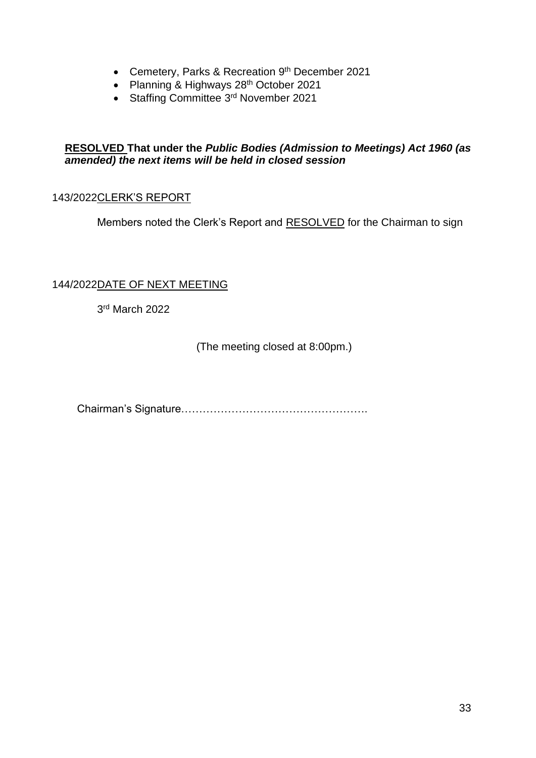- Cemetery, Parks & Recreation 9th December 2021
- Planning & Highways 28th October 2021
- Staffing Committee 3rd November 2021

**RESOLVED That under the *Public Bodies (Admission to Meetings) Act 1960 (as amended) the next items will be held in closed session***

143/2022 CLERK'S REPORT

Members noted the Clerk's Report and RESOLVED for the Chairman to sign

144/2022 DATE OF NEXT MEETING

3rd March 2022

(The meeting closed at 8:00pm.)

Chairman's Signature…………………………………………….